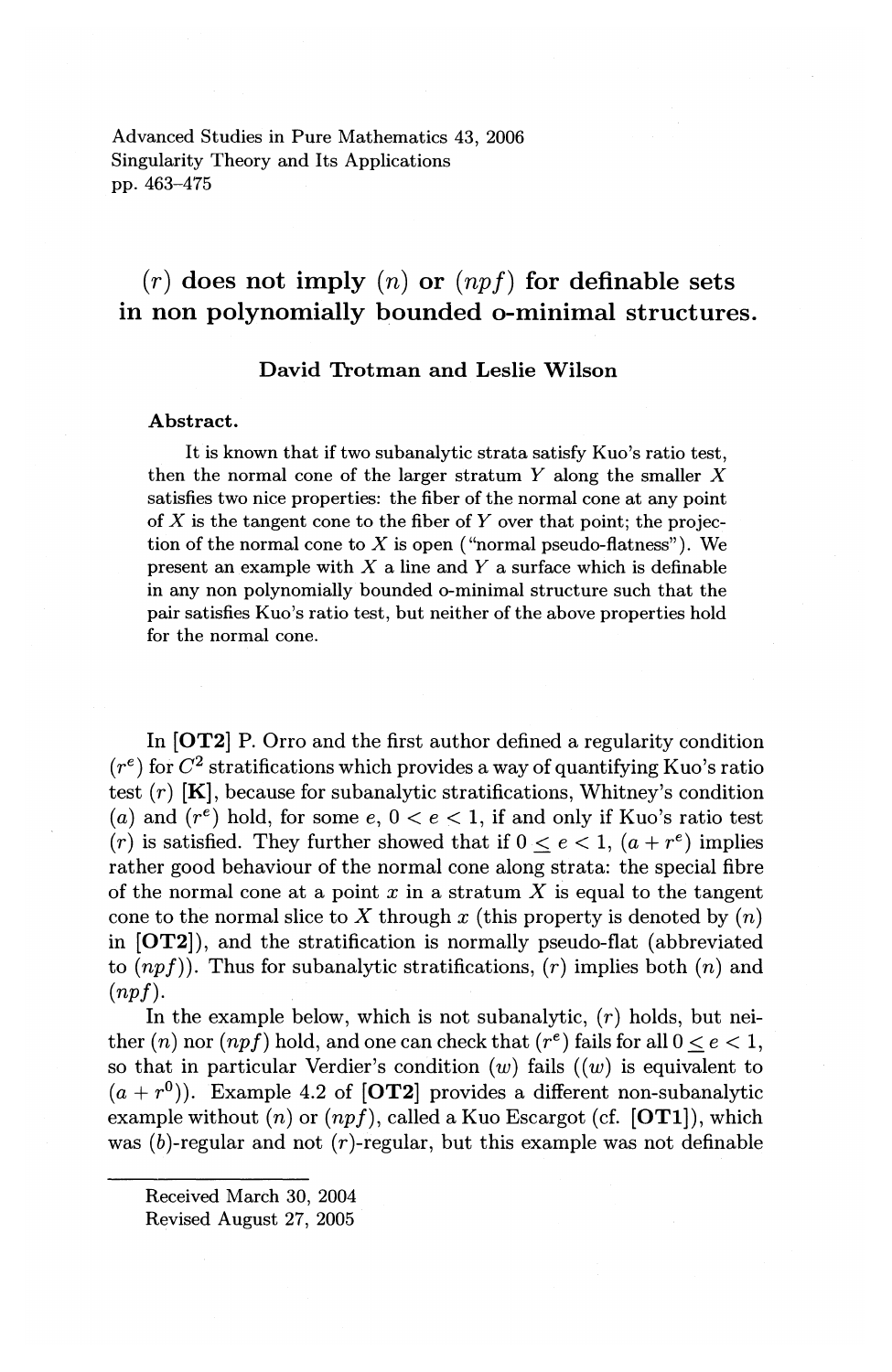# $(r)$ does not imply $(n)$ or $(npf)$ for definable sets in non polynomially bounded o-minimal structures.

**David Trotman and Leslie Wilson**

**Abstract.**

It is known that if two subanalytic strata satisfy Kuo's ratio test, then the normal cone of the larger stratum $Y$ along the smaller $X$ satisfies two nice properties: the fiber of the normal cone at any point of $X$ is the tangent cone to the fiber of $Y$ over that point; the projection of the normal cone to $X$ is open ("normal pseudo-flatness"). We present an example with $X$ a line and $Y$ a surface which is definable in any non polynomially bounded o-minimal structure such that the pair satisfies Kuo's ratio test, but neither of the above properties hold for the normal cone.

In **[OT2]** P. Orro and the first author defined a regularity condition $(r^e)$ for $C^2$ stratifications which provides a way of quantifying Kuo's ratio test $(r)$ **[K]**, because for subanalytic stratifications, Whitney's condition $(a)$ and $(r^e)$ hold, for some $e$, $0 < e < 1$, if and only if Kuo's ratio test $(r)$ is satisfied. They further showed that if $0 \leq e < 1$, $(a + r^e)$ implies rather good behaviour of the normal cone along strata: the special fibre of the normal cone at a point $x$ in a stratum $X$ is equal to the tangent cone to the normal slice to $X$ through $x$ (this property is denoted by $(n)$ in **[OT2]**), and the stratification is normally pseudo-flat (abbreviated to $(npf)$). Thus for subanalytic stratifications, $(r)$ implies both $(n)$ and $(npf)$.

In the example below, which is not subanalytic, $(r)$ holds, but neither $(n)$ nor $(npf)$ hold, and one can check that $(r^e)$ fails for all $0 \leq e < 1$, so that in particular Verdier's condition $(w)$ fails ($(w)$ is equivalent to $(a + r^0)$). Example 4.2 of **[OT2]** provides a different non-subanalytic example without $(n)$ or $(npf)$, called a Kuo Escargot (cf. **[OT1]**), which was $(b)$-regular and not $(r)$-regular, but this example was not definable

Received March 30, 2004
Revised August 27, 2005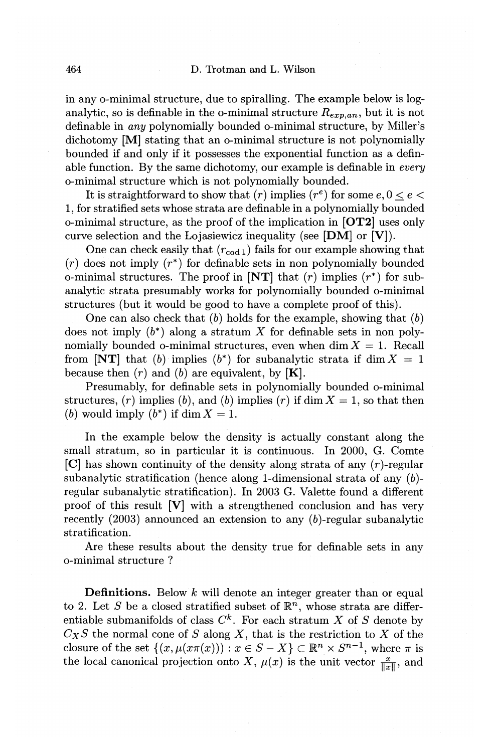in any o-minimal structure, due to spiralling. The example below is log-analytic, so is definable in the o-minimal structure $R_{exp,an}$, but it is not definable in *any* polynomially bounded o-minimal structure, by Miller's dichotomy **[M]** stating that an o-minimal structure is not polynomially bounded if and only if it possesses the exponential function as a definable function. By the same dichotomy, our example is definable in *every* o-minimal structure which is not polynomially bounded.

It is straightforward to show that $(r)$ implies $(r^e)$ for some $e, 0 \leq e < 1$, for stratified sets whose strata are definable in a polynomially bounded o-minimal structure, as the proof of the implication in **[OT2]** uses only curve selection and the Łojasiewicz inequality (see **[DM]** or **[V]**).

One can check easily that $(r_{\text{cod}\,1})$ fails for our example showing that $(r)$ does not imply $(r^*)$ for definable sets in non polynomially bounded o-minimal structures. The proof in **[NT]** that $(r)$ implies $(r^*)$ for subanalytic strata presumably works for polynomially bounded o-minimal structures (but it would be good to have a complete proof of this).

One can also check that $(b)$ holds for the example, showing that $(b)$ does not imply $(b^*)$ along a stratum $X$ for definable sets in non polynomially bounded o-minimal structures, even when $\dim X = 1$. Recall from **[NT]** that $(b)$ implies $(b^*)$ for subanalytic strata if $\dim X = 1$ because then $(r)$ and $(b)$ are equivalent, by **[K]**.

Presumably, for definable sets in polynomially bounded o-minimal structures, $(r)$ implies $(b)$, and $(b)$ implies $(r)$ if $\dim X = 1$, so that then $(b)$ would imply $(b^*)$ if $\dim X = 1$.

In the example below the density is actually constant along the small stratum, so in particular it is continuous. In 2000, G. Comte **[C]** has shown continuity of the density along strata of any $(r)$-regular subanalytic stratification (hence along 1-dimensional strata of any $(b)$-regular subanalytic stratification). In 2003 G. Valette found a different proof of this result **[V]** with a strengthened conclusion and has very recently (2003) announced an extension to any $(b)$-regular subanalytic stratification.

Are these results about the density true for definable sets in any o-minimal structure ?

**Definitions.** Below $k$ will denote an integer greater than or equal to 2. Let $S$ be a closed stratified subset of $\mathbb{R}^n$, whose strata are differentiable submanifolds of class $C^k$. For each stratum $X$ of $S$ denote by $C_X S$ the normal cone of $S$ along $X$, that is the restriction to $X$ of the closure of the set $\{(x, \mu(x\pi(x))) : x \in S - X\} \subset \mathbb{R}^n \times S^{n-1}$, where $\pi$ is the local canonical projection onto $X$, $\mu(x)$ is the unit vector $\frac{x}{\|x\|}$, and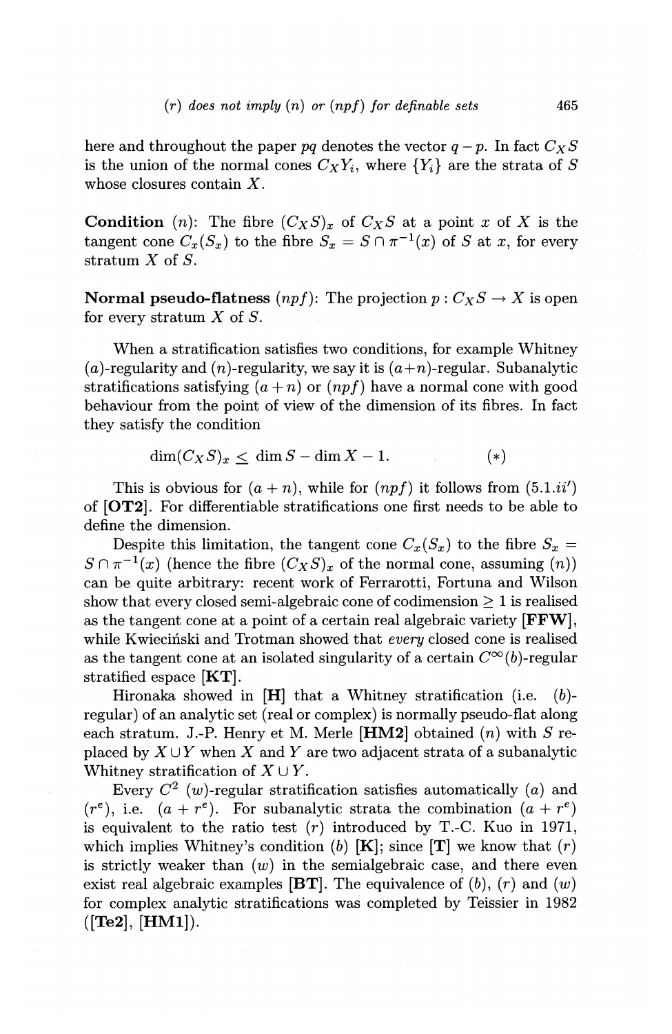here and throughout the paper $pq$ denotes the vector $q - p$. In fact $C_X S$ is the union of the normal cones $C_X Y_i$, where $\{Y_i\}$ are the strata of $S$ whose closures contain $X$.

**Condition** $(n)$: The fibre $(C_X S)_x$ of $C_X S$ at a point $x$ of $X$ is the tangent cone $C_x(S_x)$ to the fibre $S_x = S \cap \pi^{-1}(x)$ of $S$ at $x$, for every stratum $X$ of $S$.

**Normal pseudo-flatness** $(npf)$: The projection $p : C_X S \to X$ is open for every stratum $X$ of $S$.

When a stratification satisfies two conditions, for example Whitney $(a)$-regularity and $(n)$-regularity, we say it is $(a+n)$-regular. Subanalytic stratifications satisfying $(a + n)$ or $(npf)$ have a normal cone with good behaviour from the point of view of the dimension of its fibres. In fact they satisfy the condition

$$\dim(C_X S)_x \leq \dim S - \dim X - 1. \qquad (*)$$

This is obvious for $(a + n)$, while for $(npf)$ it follows from $(5.1.ii')$ of **[OT2]**. For differentiable stratifications one first needs to be able to define the dimension.

Despite this limitation, the tangent cone $C_x(S_x)$ to the fibre $S_x = S \cap \pi^{-1}(x)$ (hence the fibre $(C_X S)_x$ of the normal cone, assuming $(n)$) can be quite arbitrary: recent work of Ferrarotti, Fortuna and Wilson show that every closed semi-algebraic cone of codimension $\geq 1$ is realised as the tangent cone at a point of a certain real algebraic variety **[FFW]**, while Kwieciński and Trotman showed that *every* closed cone is realised as the tangent cone at an isolated singularity of a certain $C^\infty(b)$-regular stratified espace **[KT]**.

Hironaka showed in **[H]** that a Whitney stratification (i.e. $(b)$-regular) of an analytic set (real or complex) is normally pseudo-flat along each stratum. J.-P. Henry et M. Merle **[HM2]** obtained $(n)$ with $S$ replaced by $X \cup Y$ when $X$ and $Y$ are two adjacent strata of a subanalytic Whitney stratification of $X \cup Y$.

Every $C^2$ $(w)$-regular stratification satisfies automatically $(a)$ and $(r^e)$, i.e. $(a + r^e)$. For subanalytic strata the combination $(a + r^e)$ is equivalent to the ratio test $(r)$ introduced by T.-C. Kuo in 1971, which implies Whitney's condition $(b)$ **[K]**; since **[T]** we know that $(r)$ is strictly weaker than $(w)$ in the semialgebraic case, and there even exist real algebraic examples **[BT]**. The equivalence of $(b)$, $(r)$ and $(w)$ for complex analytic stratifications was completed by Teissier in 1982 (**[Te2]**, **[HM1]**).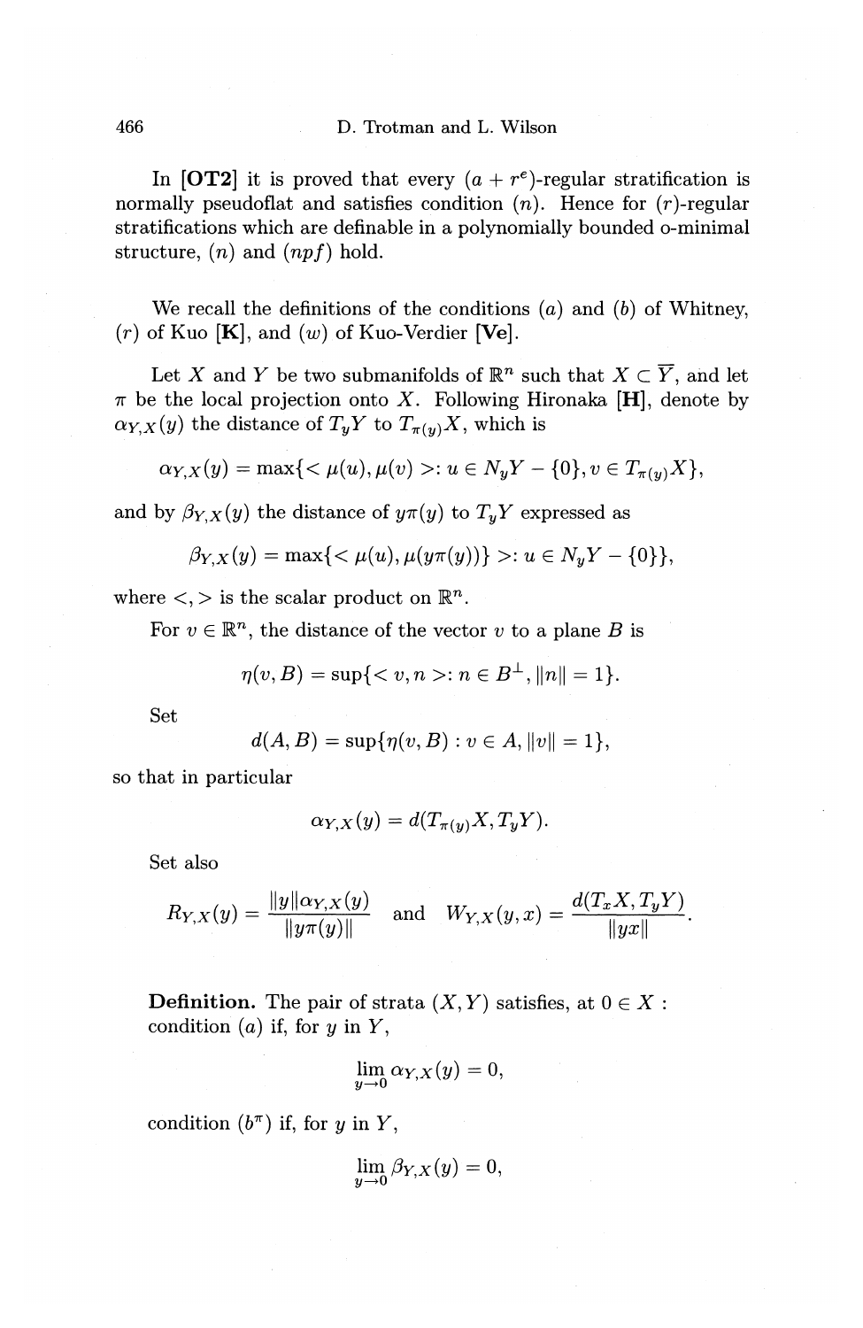In **[OT2]** it is proved that every $(a + r^e)$-regular stratification is normally pseudoflat and satisfies condition $(n)$. Hence for $(r)$-regular stratifications which are definable in a polynomially bounded o-minimal structure, $(n)$ and $(npf)$ hold.

We recall the definitions of the conditions $(a)$ and $(b)$ of Whitney, $(r)$ of Kuo **[K]**, and $(w)$ of Kuo-Verdier **[Ve]**.

Let $X$ and $Y$ be two submanifolds of $\mathbb{R}^n$ such that $X \subset \overline{Y}$, and let $\pi$ be the local projection onto $X$. Following Hironaka **[H]**, denote by $\alpha_{Y,X}(y)$ the distance of $T_yY$ to $T_{\pi(y)}X$, which is

$$\alpha_{Y,X}(y) = \max\{< \mu(u), \mu(v) >: u \in N_yY - \{0\}, v \in T_{\pi(y)}X\},$$

and by $\beta_{Y,X}(y)$ the distance of $y\pi(y)$ to $T_yY$ expressed as

$$\beta_{Y,X}(y) = \max\{< \mu(u), \mu(y\pi(y))\} >: u \in N_yY - \{0\}\},$$

where $<,>$ is the scalar product on $\mathbb{R}^n$.

For $v \in \mathbb{R}^n$, the distance of the vector $v$ to a plane $B$ is

$$\eta(v, B) = \sup\{< v, n >: n \in B^{\perp}, \|n\| = 1\}.$$

Set

$$d(A, B) = \sup\{\eta(v, B) : v \in A, \|v\| = 1\},$$

so that in particular

$$\alpha_{Y,X}(y) = d(T_{\pi(y)}X, T_yY).$$

Set also

$$R_{Y,X}(y) = \frac{\|y\|\alpha_{Y,X}(y)}{\|y\pi(y)\|} \quad \text{and} \quad W_{Y,X}(y, x) = \frac{d(T_xX, T_yY)}{\|yx\|}.$$

**Definition.** The pair of strata $(X, Y)$ satisfies, at $0 \in X$ : condition $(a)$ if, for $y$ in $Y$,

$$\lim_{y \to 0} \alpha_{Y,X}(y) = 0,$$

condition $(b^{\pi})$ if, for $y$ in $Y$,

$$\lim_{y \to 0} \beta_{Y,X}(y) = 0,$$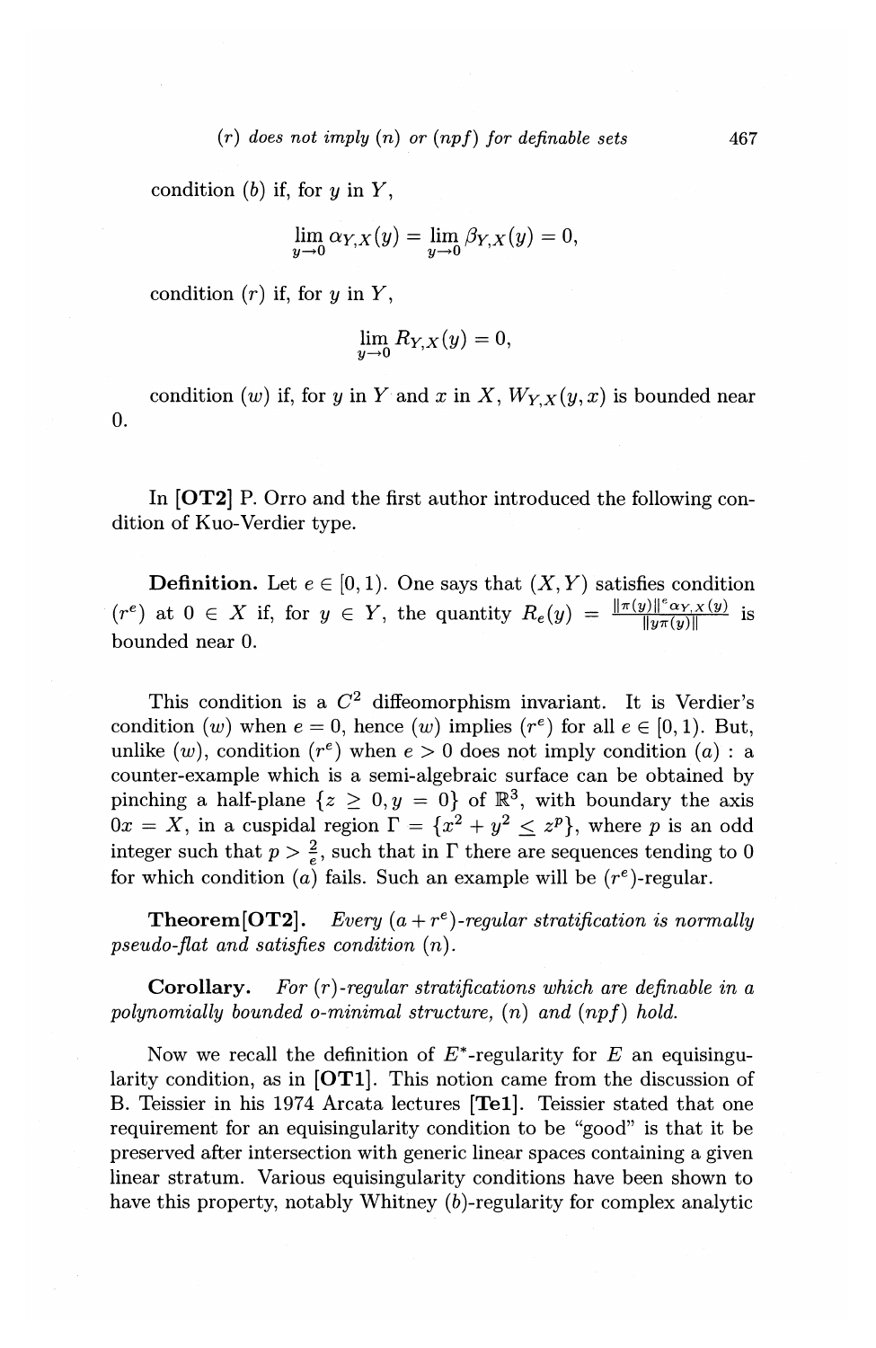condition $(b)$ if, for $y$ in $Y$,

$$\lim_{y\to 0} \alpha_{Y,X}(y) = \lim_{y\to 0} \beta_{Y,X}(y) = 0,$$

condition $(r)$ if, for $y$ in $Y$,

$$\lim_{y\to 0} R_{Y,X}(y) = 0,$$

condition $(w)$ if, for $y$ in $Y$ and $x$ in $X$, $W_{Y,X}(y,x)$ is bounded near 0.

In **[OT2]** P. Orro and the first author introduced the following condition of Kuo-Verdier type.

**Definition.** Let $e \in [0,1)$. One says that $(X,Y)$ satisfies condition $(r^e)$ at $0 \in X$ if, for $y \in Y$, the quantity $R_e(y) = \frac{\|\pi(y)\|^e \alpha_{Y,X}(y)}{\|y\pi(y)\|}$ is bounded near 0.

This condition is a $C^2$ diffeomorphism invariant. It is Verdier's condition $(w)$ when $e = 0$, hence $(w)$ implies $(r^e)$ for all $e \in [0,1)$. But, unlike $(w)$, condition $(r^e)$ when $e > 0$ does not imply condition $(a)$ : a counter-example which is a semi-algebraic surface can be obtained by pinching a half-plane $\{z \geq 0, y = 0\}$ of $\mathbb{R}^3$, with boundary the axis $Ox = X$, in a cuspidal region $\Gamma = \{x^2 + y^2 \leq z^p\}$, where $p$ is an odd integer such that $p > \frac{2}{e}$, such that in $\Gamma$ there are sequences tending to 0 for which condition $(a)$ fails. Such an example will be $(r^e)$-regular.

**Theorem[OT2].** *Every $(a + r^e)$-regular stratification is normally pseudo-flat and satisfies condition $(n)$.*

**Corollary.** *For $(r)$-regular stratifications which are definable in a polynomially bounded o-minimal structure, $(n)$ and $(npf)$ hold.*

Now we recall the definition of $E^*$-regularity for $E$ an equisingularity condition, as in **[OT1]**. This notion came from the discussion of B. Teissier in his 1974 Arcata lectures **[Te1]**. Teissier stated that one requirement for an equisingularity condition to be "good" is that it be preserved after intersection with generic linear spaces containing a given linear stratum. Various equisingularity conditions have been shown to have this property, notably Whitney $(b)$-regularity for complex analytic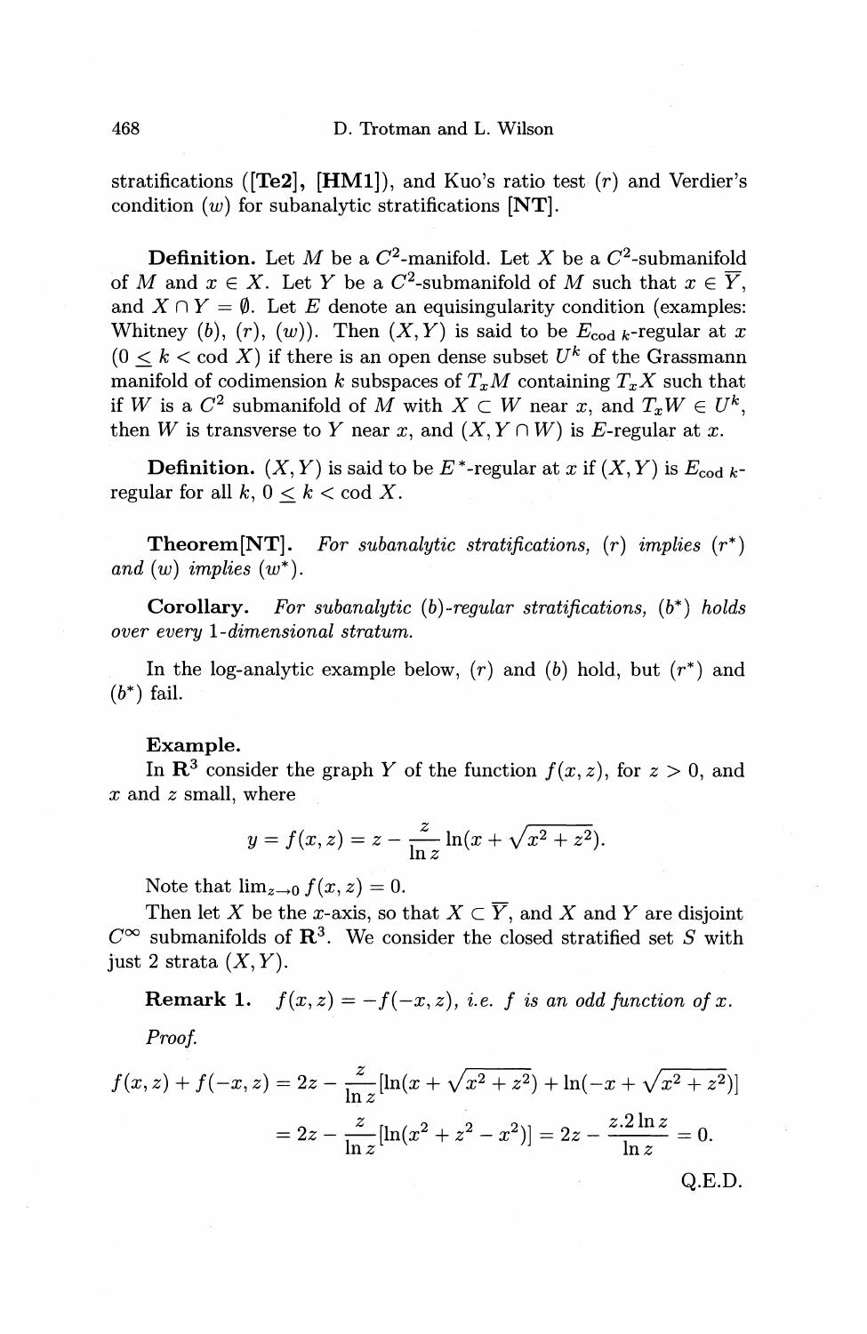stratifications ([**Te2**], [**HM1**]), and Kuo's ratio test $(r)$ and Verdier's condition $(w)$ for subanalytic stratifications [**NT**].

**Definition.** Let $M$ be a $C^2$-manifold. Let $X$ be a $C^2$-submanifold of $M$ and $x \in X$. Let $Y$ be a $C^2$-submanifold of $M$ such that $x \in \overline{Y}$, and $X \cap Y = \emptyset$. Let $E$ denote an equisingularity condition (examples: Whitney $(b)$, $(r)$, $(w)$). Then $(X, Y)$ is said to be $E_{\text{cod } k}$-regular at $x$ $(0 \leq k < \text{cod } X)$ if there is an open dense subset $U^k$ of the Grassmann manifold of codimension $k$ subspaces of $T_x M$ containing $T_x X$ such that if $W$ is a $C^2$ submanifold of $M$ with $X \subset W$ near $x$, and $T_x W \in U^k$, then $W$ is transverse to $Y$ near $x$, and $(X, Y \cap W)$ is $E$-regular at $x$.

**Definition.** $(X, Y)$ is said to be $E^*$-regular at $x$ if $(X, Y)$ is $E_{\text{cod } k}$-regular for all $k$, $0 \leq k < \text{cod } X$.

**Theorem[NT].** *For subanalytic stratifications, $(r)$ implies $(r^*)$ and $(w)$ implies $(w^*)$.*

**Corollary.** *For subanalytic $(b)$-regular stratifications, $(b^*)$ holds over every 1-dimensional stratum.*

In the log-analytic example below, $(r)$ and $(b)$ hold, but $(r^*)$ and $(b^*)$ fail.

**Example.**

In $\mathbf{R}^3$ consider the graph $Y$ of the function $f(x,z)$, for $z > 0$, and $x$ and $z$ small, where

$$y = f(x,z) = z - \frac{z}{\ln z} \ln(x + \sqrt{x^2 + z^2}).$$

Note that $\lim_{z \to 0} f(x,z) = 0$.

Then let $X$ be the $x$-axis, so that $X \subset \overline{Y}$, and $X$ and $Y$ are disjoint $C^\infty$ submanifolds of $\mathbf{R}^3$. We consider the closed stratified set $S$ with just 2 strata $(X, Y)$.

**Remark 1.** *$f(x,z) = -f(-x,z)$, i.e. $f$ is an odd function of $x$.*

*Proof.*

$$\begin{aligned}
f(x,z) + f(-x,z) &= 2z - \frac{z}{\ln z}[\ln(x + \sqrt{x^2 + z^2}) + \ln(-x + \sqrt{x^2 + z^2})] \\
&= 2z - \frac{z}{\ln z}[\ln(x^2 + z^2 - x^2)] = 2z - \frac{z.2\ln z}{\ln z} = 0.
\end{aligned}$$

Q.E.D.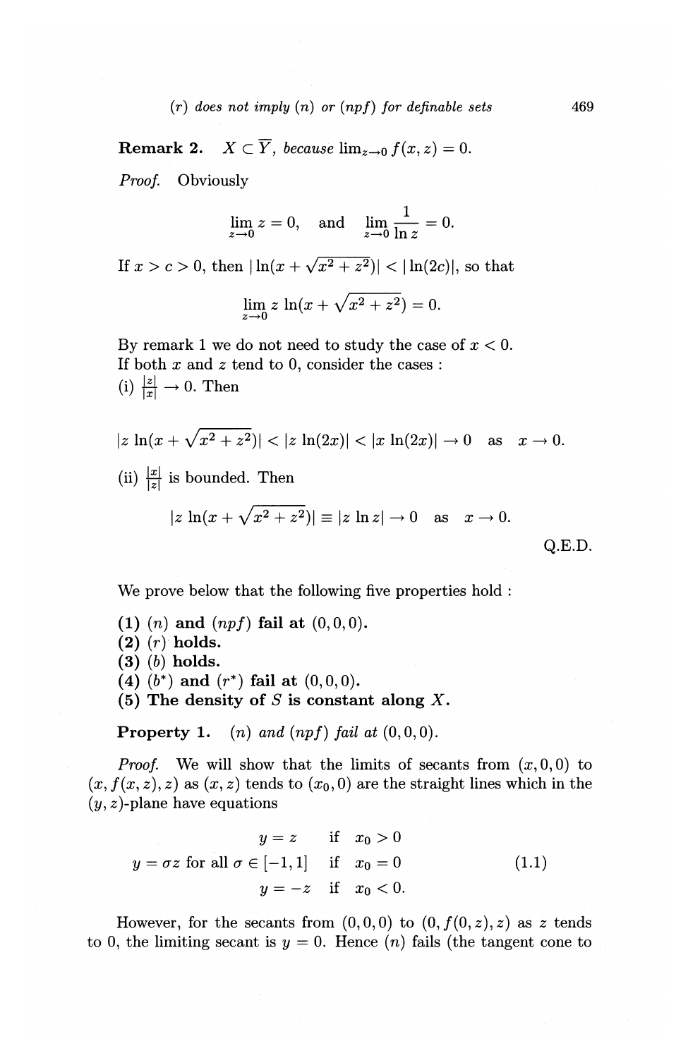**Remark 2.** *$X \subset \overline{Y}$, because $\lim_{z\to 0} f(x,z) = 0$.*

*Proof.* Obviously

$$\lim_{z\to 0} z = 0, \quad \text{and} \quad \lim_{z\to 0} \frac{1}{\ln z} = 0.$$

If $x > c > 0$, then $|\ln(x + \sqrt{x^2+z^2})| < |\ln(2c)|$, so that

$$\lim_{z\to 0} z \ln(x + \sqrt{x^2+z^2}) = 0.$$

By remark 1 we do not need to study the case of $x < 0$.
If both $x$ and $z$ tend to 0, consider the cases :
(i) $\frac{|z|}{|x|} \to 0$. Then

$$|z \ln(x + \sqrt{x^2+z^2})| < |z \ln(2x)| < |x \ln(2x)| \to 0 \quad \text{as} \quad x \to 0.$$

(ii) $\frac{|x|}{|z|}$ is bounded. Then

$$|z \ln(x + \sqrt{x^2+z^2})| \equiv |z \ln z| \to 0 \quad \text{as} \quad x \to 0.$$

Q.E.D.

We prove below that the following five properties hold :

**(1) $(n)$ and $(npf)$ fail at $(0,0,0)$.**
**(2) $(r)$ holds.**
**(3) $(b)$ holds.**
**(4) $(b^*)$ and $(r^*)$ fail at $(0,0,0)$.**
**(5) The density of $S$ is constant along $X$.**

**Property 1.** *$(n)$ and $(npf)$ fail at $(0,0,0)$.*

*Proof.* We will show that the limits of secants from $(x,0,0)$ to $(x, f(x,z), z)$ as $(x,z)$ tends to $(x_0, 0)$ are the straight lines which in the $(y,z)$-plane have equations

$$\begin{aligned} y &= z && \text{if} \quad x_0 > 0 \\ y &= \sigma z \text{ for all } \sigma \in [-1,1] && \text{if} \quad x_0 = 0 \\ y &= -z && \text{if} \quad x_0 < 0. \end{aligned} \tag{1.1}$$

However, for the secants from $(0,0,0)$ to $(0, f(0,z), z)$ as $z$ tends to 0, the limiting secant is $y = 0$. Hence $(n)$ fails (the tangent cone to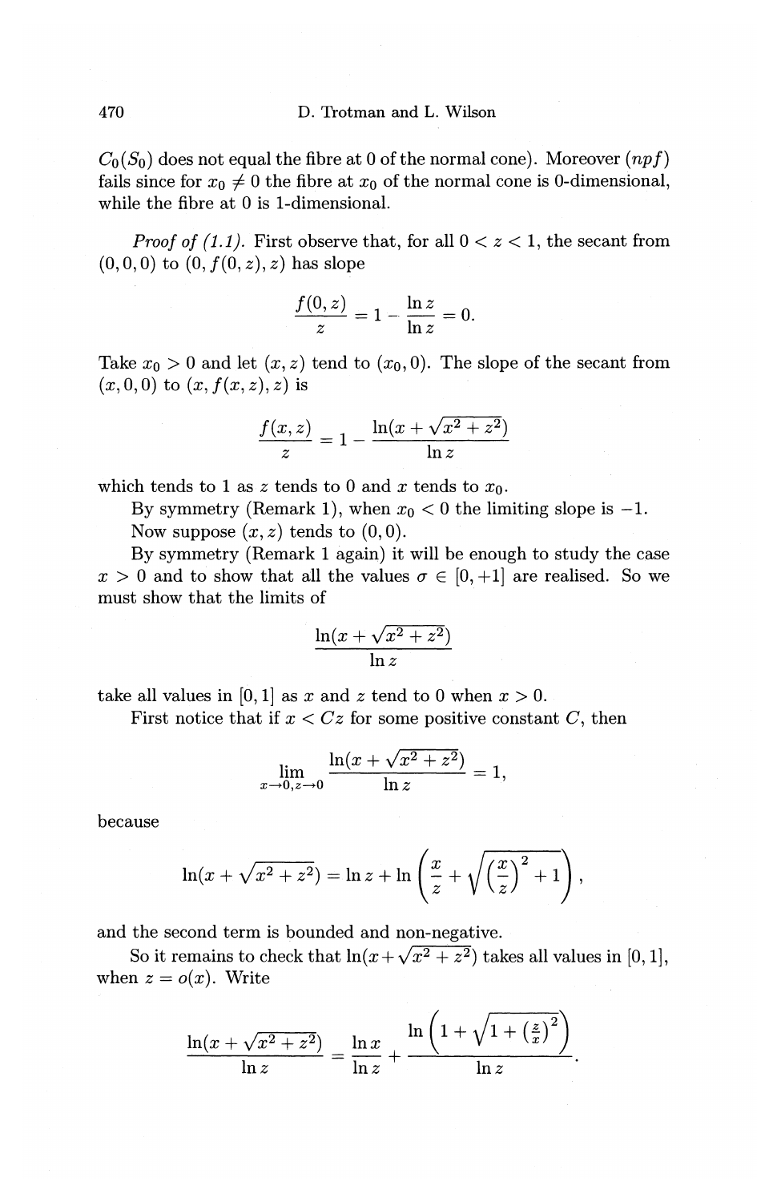$C_0(S_0)$ does not equal the fibre at 0 of the normal cone). Moreover $(npf)$ fails since for $x_0 \neq 0$ the fibre at $x_0$ of the normal cone is 0-dimensional, while the fibre at 0 is 1-dimensional.

*Proof of (1.1).* First observe that, for all $0 < z < 1$, the secant from $(0,0,0)$ to $(0, f(0,z), z)$ has slope

$$\frac{f(0,z)}{z} = 1 - \frac{\ln z}{\ln z} = 0.$$

Take $x_0 > 0$ and let $(x, z)$ tend to $(x_0, 0)$. The slope of the secant from $(x, 0, 0)$ to $(x, f(x,z), z)$ is

$$\frac{f(x,z)}{z} = 1 - \frac{\ln(x + \sqrt{x^2 + z^2})}{\ln z}$$

which tends to 1 as $z$ tends to 0 and $x$ tends to $x_0$.

By symmetry (Remark 1), when $x_0 < 0$ the limiting slope is $-1$.

Now suppose $(x, z)$ tends to $(0, 0)$.

By symmetry (Remark 1 again) it will be enough to study the case $x > 0$ and to show that all the values $\sigma \in [0, +1]$ are realised. So we must show that the limits of

$$\frac{\ln(x + \sqrt{x^2 + z^2})}{\ln z}$$

take all values in $[0, 1]$ as $x$ and $z$ tend to 0 when $x > 0$.

First notice that if $x < Cz$ for some positive constant $C$, then

$$\lim_{x \to 0, z \to 0} \frac{\ln(x + \sqrt{x^2 + z^2})}{\ln z} = 1,$$

because

$$\ln(x + \sqrt{x^2 + z^2}) = \ln z + \ln\left(\frac{x}{z} + \sqrt{\left(\frac{x}{z}\right)^2 + 1}\right),$$

and the second term is bounded and non-negative.

So it remains to check that $\ln(x + \sqrt{x^2 + z^2})$ takes all values in $[0, 1]$, when $z = o(x)$. Write

$$\frac{\ln(x + \sqrt{x^2 + z^2})}{\ln z} = \frac{\ln x}{\ln z} + \frac{\ln\left(1 + \sqrt{1 + \left(\frac{z}{x}\right)^2}\right)}{\ln z}.$$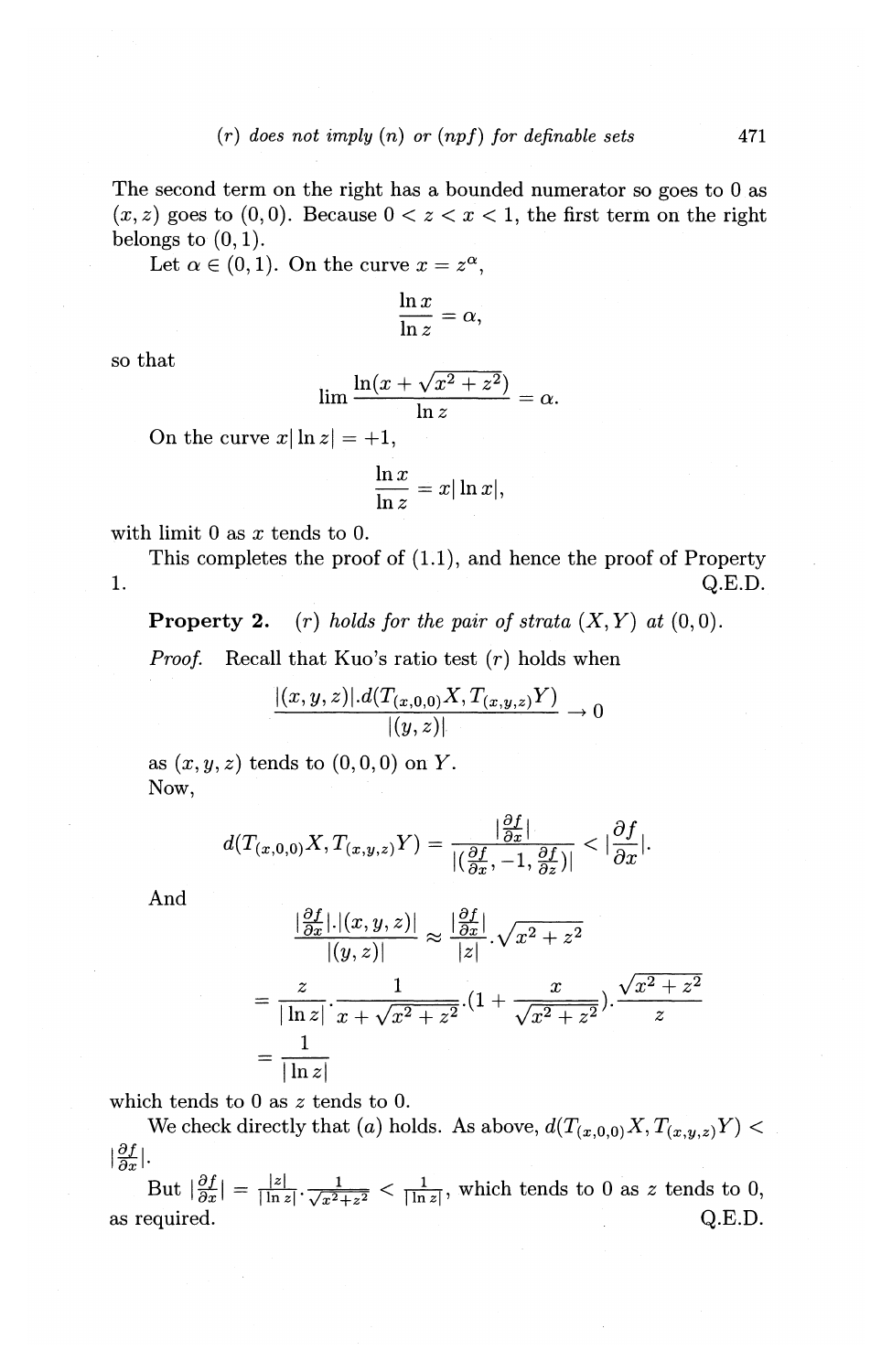The second term on the right has a bounded numerator so goes to 0 as $(x, z)$ goes to $(0, 0)$. Because $0 < z < x < 1$, the first term on the right belongs to $(0, 1)$.

Let $\alpha \in (0, 1)$. On the curve $x = z^\alpha$,

$$\frac{\ln x}{\ln z} = \alpha,$$

so that

$$\lim \frac{\ln(x + \sqrt{x^2 + z^2})}{\ln z} = \alpha.$$

On the curve $x|\ln z| = +1$,

$$\frac{\ln x}{\ln z} = x|\ln x|,$$

with limit 0 as $x$ tends to 0.

This completes the proof of (1.1), and hence the proof of Property 1. Q.E.D.

**Property 2.** *(r) holds for the pair of strata $(X, Y)$ at $(0, 0)$.*

*Proof.* Recall that Kuo's ratio test $(r)$ holds when

$$\frac{|(x, y, z)|.d(T_{(x,0,0)}X, T_{(x,y,z)}Y)}{|(y, z)|} \to 0$$

as $(x, y, z)$ tends to $(0, 0, 0)$ on $Y$.

Now,

$$d(T_{(x,0,0)}X, T_{(x,y,z)}Y) = \frac{|\frac{\partial f}{\partial x}|}{|(\frac{\partial f}{\partial x}, -1, \frac{\partial f}{\partial z})|} < |\frac{\partial f}{\partial x}|.$$

And

$$\frac{|\frac{\partial f}{\partial x}|.|(x, y, z)|}{|(y, z)|} \approx \frac{|\frac{\partial f}{\partial x}|}{|z|}.\sqrt{x^2 + z^2}$$

$$= \frac{z}{|\ln z|}.\frac{1}{x + \sqrt{x^2 + z^2}}.(1 + \frac{x}{\sqrt{x^2 + z^2}}).\frac{\sqrt{x^2 + z^2}}{z}$$

$$= \frac{1}{|\ln z|}$$

which tends to 0 as $z$ tends to 0.

We check directly that $(a)$ holds. As above, $d(T_{(x,0,0)}X, T_{(x,y,z)}Y) < |\frac{\partial f}{\partial x}|$.

But $|\frac{\partial f}{\partial x}| = \frac{|z|}{|\ln z|}.\frac{1}{\sqrt{x^2+z^2}} < \frac{1}{|\ln z|}$, which tends to 0 as $z$ tends to 0, as required. Q.E.D.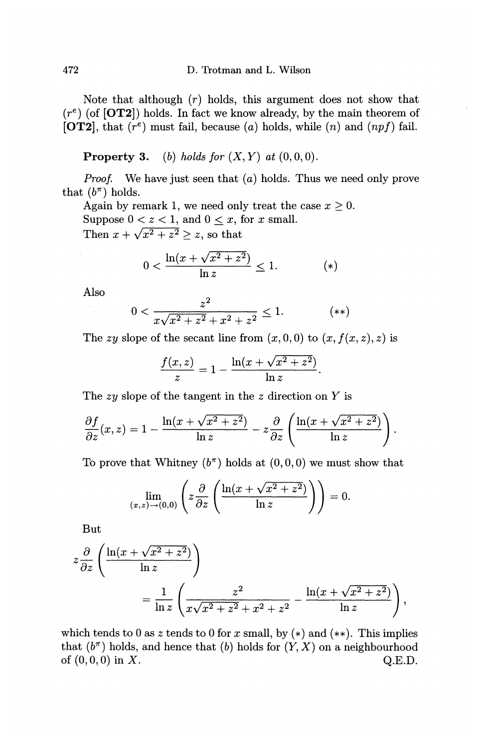Note that although $(r)$ holds, this argument does not show that $(r^e)$ (of **[OT2]**) holds. In fact we know already, by the main theorem of **[OT2]**, that $(r^e)$ must fail, because $(a)$ holds, while $(n)$ and $(npf)$ fail.

**Property 3.** *$(b)$ holds for $(X, Y)$ at $(0,0,0)$.*

*Proof.* We have just seen that $(a)$ holds. Thus we need only prove that $(b^\pi)$ holds.

Again by remark 1, we need only treat the case $x \geq 0$.

Suppose $0 < z < 1$, and $0 \leq x$, for $x$ small.

Then $x + \sqrt{x^2 + z^2} \geq z$, so that

$$0 < \frac{\ln(x + \sqrt{x^2 + z^2})}{\ln z} \leq 1. \qquad (*)$$

Also

$$0 < \frac{z^2}{x\sqrt{x^2 + z^2} + x^2 + z^2} \leq 1. \qquad (**)$$

The $zy$ slope of the secant line from $(x, 0, 0)$ to $(x, f(x,z), z)$ is

$$\frac{f(x,z)}{z} = 1 - \frac{\ln(x + \sqrt{x^2 + z^2})}{\ln z}.$$

The $zy$ slope of the tangent in the $z$ direction on $Y$ is

$$\frac{\partial f}{\partial z}(x,z) = 1 - \frac{\ln(x + \sqrt{x^2 + z^2})}{\ln z} - z\frac{\partial}{\partial z}\left(\frac{\ln(x + \sqrt{x^2 + z^2})}{\ln z}\right).$$

To prove that Whitney $(b^\pi)$ holds at $(0,0,0)$ we must show that

$$\lim_{(x,z)\to(0,0)} \left(z\frac{\partial}{\partial z}\left(\frac{\ln(x + \sqrt{x^2 + z^2})}{\ln z}\right)\right) = 0.$$

But

$$z\frac{\partial}{\partial z}\left(\frac{\ln(x + \sqrt{x^2 + z^2})}{\ln z}\right)$$

$$= \frac{1}{\ln z}\left(\frac{z^2}{x\sqrt{x^2 + z^2} + x^2 + z^2} - \frac{\ln(x + \sqrt{x^2 + z^2})}{\ln z}\right),$$

which tends to 0 as $z$ tends to 0 for $x$ small, by $(*)$ and $(**)$. This implies that $(b^\pi)$ holds, and hence that $(b)$ holds for $(Y, X)$ on a neighbourhood of $(0,0,0)$ in $X$. Q.E.D.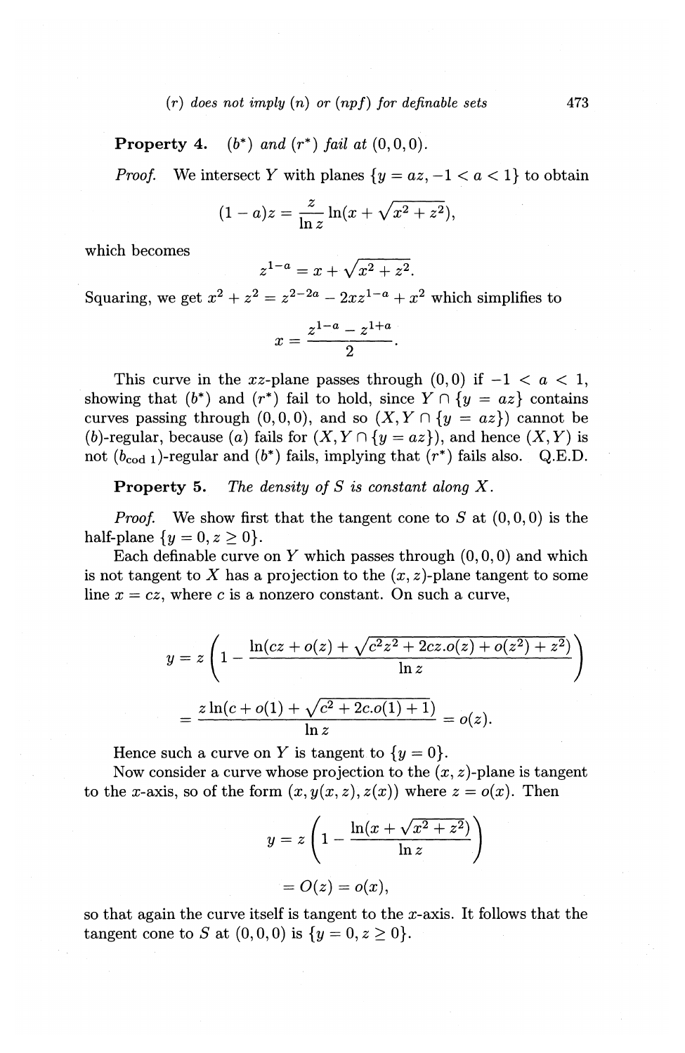**Property 4.** *$(b^*)$ and $(r^*)$ fail at $(0,0,0)$.*

*Proof.* We intersect $Y$ with planes $\{y = az, -1 < a < 1\}$ to obtain

$$(1-a)z = \frac{z}{\ln z}\ln(x + \sqrt{x^2+z^2}),$$

which becomes

$$z^{1-a} = x + \sqrt{x^2+z^2}.$$

Squaring, we get $x^2 + z^2 = z^{2-2a} - 2xz^{1-a} + x^2$ which simplifies to

$$x = \frac{z^{1-a} - z^{1+a}}{2}.$$

This curve in the $xz$-plane passes through $(0,0)$ if $-1 < a < 1$, showing that $(b^*)$ and $(r^*)$ fail to hold, since $Y \cap \{y = az\}$ contains curves passing through $(0,0,0)$, and so $(X, Y \cap \{y = az\})$ cannot be $(b)$-regular, because $(a)$ fails for $(X, Y \cap \{y = az\})$, and hence $(X,Y)$ is not $(b_{\text{cod }1})$-regular and $(b^*)$ fails, implying that $(r^*)$ fails also. Q.E.D.

**Property 5.** *The density of $S$ is constant along $X$.*

*Proof.* We show first that the tangent cone to $S$ at $(0,0,0)$ is the half-plane $\{y = 0, z \geq 0\}$.

Each definable curve on $Y$ which passes through $(0,0,0)$ and which is not tangent to $X$ has a projection to the $(x,z)$-plane tangent to some line $x = cz$, where $c$ is a nonzero constant. On such a curve,

$$y = z\left(1 - \frac{\ln(cz + o(z) + \sqrt{c^2z^2 + 2cz.o(z) + o(z^2) + z^2})}{\ln z}\right)$$

$$= \frac{z\ln(c + o(1) + \sqrt{c^2 + 2c.o(1) + 1})}{\ln z} = o(z).$$

Hence such a curve on $Y$ is tangent to $\{y = 0\}$.

Now consider a curve whose projection to the $(x,z)$-plane is tangent to the $x$-axis, so of the form $(x, y(x,z), z(x))$ where $z = o(x)$. Then

$$y = z\left(1 - \frac{\ln(x + \sqrt{x^2+z^2})}{\ln z}\right)$$

$$= O(z) = o(x),$$

so that again the curve itself is tangent to the $x$-axis. It follows that the tangent cone to $S$ at $(0,0,0)$ is $\{y = 0, z \geq 0\}$.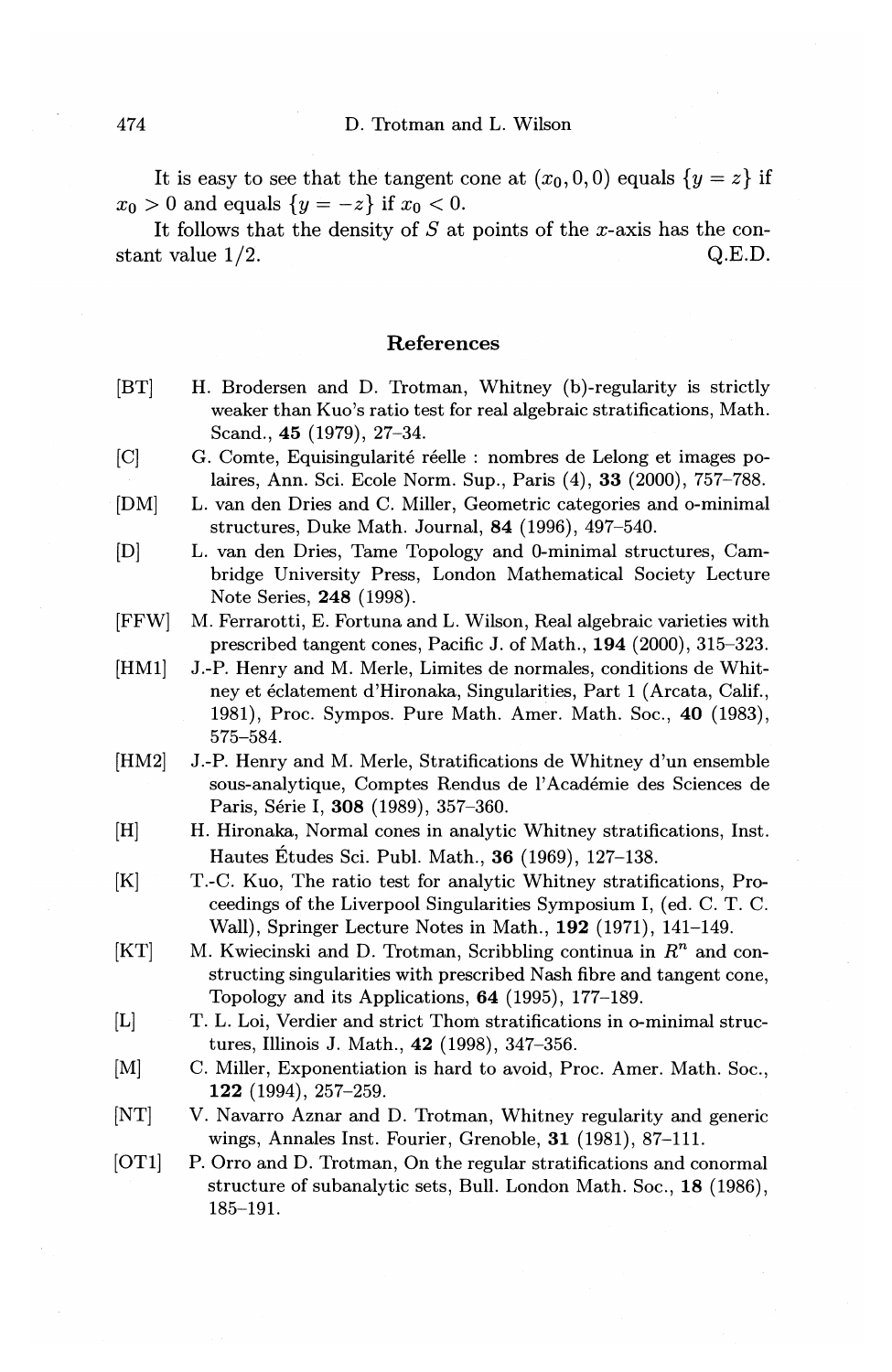It is easy to see that the tangent cone at $(x_0, 0, 0)$ equals $\{y = z\}$ if $x_0 > 0$ and equals $\{y = -z\}$ if $x_0 < 0$.

It follows that the density of $S$ at points of the $x$-axis has the constant value $1/2$. Q.E.D.

## References

[BT] H. Brodersen and D. Trotman, Whitney (b)-regularity is strictly weaker than Kuo's ratio test for real algebraic stratifications, Math. Scand., **45** (1979), 27–34.

[C] G. Comte, Equisingularité réelle : nombres de Lelong et images polaires, Ann. Sci. Ecole Norm. Sup., Paris (4), **33** (2000), 757–788.

[DM] L. van den Dries and C. Miller, Geometric categories and o-minimal structures, Duke Math. Journal, **84** (1996), 497–540.

[D] L. van den Dries, Tame Topology and 0-minimal structures, Cambridge University Press, London Mathematical Society Lecture Note Series, **248** (1998).

[FFW] M. Ferrarotti, E. Fortuna and L. Wilson, Real algebraic varieties with prescribed tangent cones, Pacific J. of Math., **194** (2000), 315–323.

[HM1] J.-P. Henry and M. Merle, Limites de normales, conditions de Whitney et éclatement d'Hironaka, Singularities, Part 1 (Arcata, Calif., 1981), Proc. Sympos. Pure Math. Amer. Math. Soc., **40** (1983), 575–584.

[HM2] J.-P. Henry and M. Merle, Stratifications de Whitney d'un ensemble sous-analytique, Comptes Rendus de l'Académie des Sciences de Paris, Série I, **308** (1989), 357–360.

[H] H. Hironaka, Normal cones in analytic Whitney stratifications, Inst. Hautes Études Sci. Publ. Math., **36** (1969), 127–138.

[K] T.-C. Kuo, The ratio test for analytic Whitney stratifications, Proceedings of the Liverpool Singularities Symposium I, (ed. C. T. C. Wall), Springer Lecture Notes in Math., **192** (1971), 141–149.

[KT] M. Kwiecinski and D. Trotman, Scribbling continua in $R^n$ and constructing singularities with prescribed Nash fibre and tangent cone, Topology and its Applications, **64** (1995), 177–189.

[L] T. L. Loi, Verdier and strict Thom stratifications in o-minimal structures, Illinois J. Math., **42** (1998), 347–356.

[M] C. Miller, Exponentiation is hard to avoid, Proc. Amer. Math. Soc., **122** (1994), 257–259.

[NT] V. Navarro Aznar and D. Trotman, Whitney regularity and generic wings, Annales Inst. Fourier, Grenoble, **31** (1981), 87–111.

[OT1] P. Orro and D. Trotman, On the regular stratifications and conormal structure of subanalytic sets, Bull. London Math. Soc., **18** (1986), 185–191.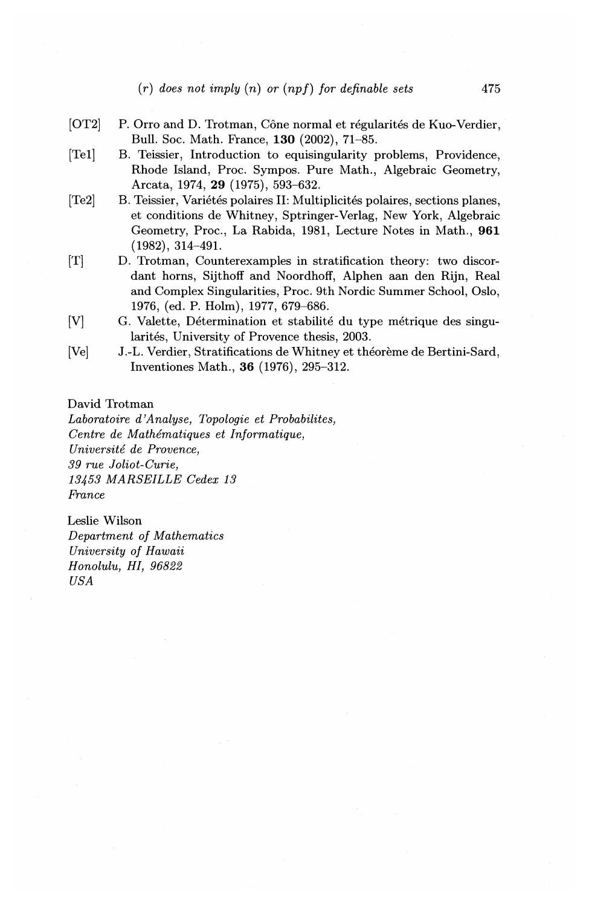[OT2] P. Orro and D. Trotman, Cône normal et régularités de Kuo-Verdier, Bull. Soc. Math. France, **130** (2002), 71–85.

[Te1] B. Teissier, Introduction to equisingularity problems, Providence, Rhode Island, Proc. Sympos. Pure Math., Algebraic Geometry, Arcata, 1974, **29** (1975), 593–632.

[Te2] B. Teissier, Variétés polaires II: Multiplicités polaires, sections planes, et conditions de Whitney, Sptringer-Verlag, New York, Algebraic Geometry, Proc., La Rabida, 1981, Lecture Notes in Math., **961** (1982), 314–491.

[T] D. Trotman, Counterexamples in stratification theory: two discordant horns, Sijthoff and Noordhoff, Alphen aan den Rijn, Real and Complex Singularities, Proc. 9th Nordic Summer School, Oslo, 1976, (ed. P. Holm), 1977, 679–686.

[V] G. Valette, Détermination et stabilité du type métrique des singularités, University of Provence thesis, 2003.

[Ve] J.-L. Verdier, Stratifications de Whitney et théorème de Bertini-Sard, Inventiones Math., **36** (1976), 295–312.

David Trotman
*Laboratoire d'Analyse, Topologie et Probabilites,*
*Centre de Mathématiques et Informatique,*
*Université de Provence,*
*39 rue Joliot-Curie,*
*13453 MARSEILLE Cedex 13*
*France*

Leslie Wilson
*Department of Mathematics*
*University of Hawaii*
*Honolulu, HI, 96822*
*USA*